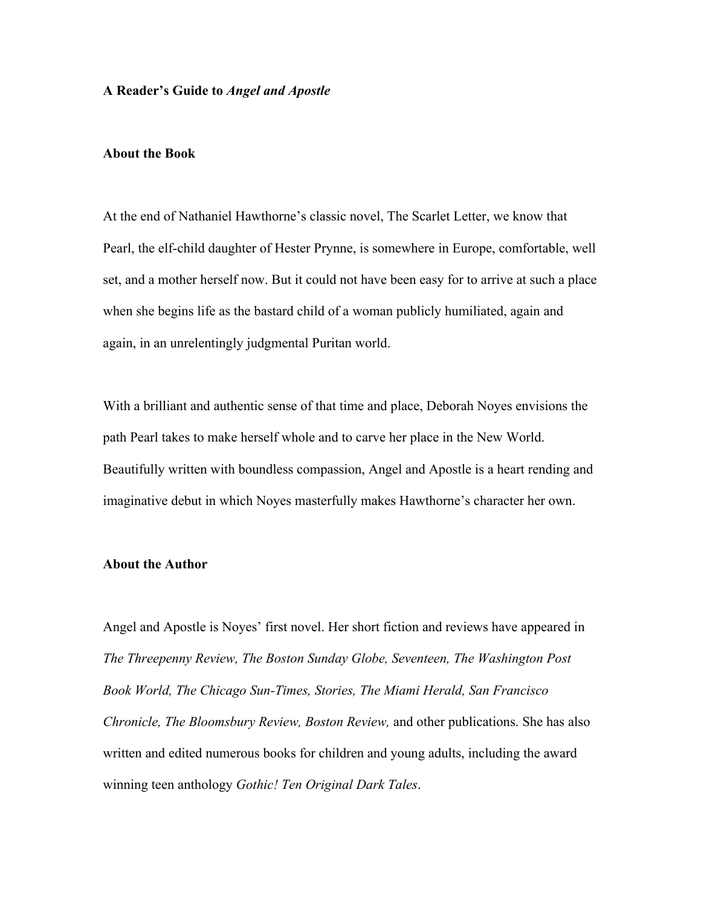**A Reader's Guide to *Angel and Apostle***

**About the Book**

At the end of Nathaniel Hawthorne's classic novel, The Scarlet Letter, we know that Pearl, the elf-child daughter of Hester Prynne, is somewhere in Europe, comfortable, well set, and a mother herself now. But it could not have been easy for to arrive at such a place when she begins life as the bastard child of a woman publicly humiliated, again and again, in an unrelentingly judgmental Puritan world.

With a brilliant and authentic sense of that time and place, Deborah Noyes envisions the path Pearl takes to make herself whole and to carve her place in the New World. Beautifully written with boundless compassion, Angel and Apostle is a heart rending and imaginative debut in which Noyes masterfully makes Hawthorne's character her own.

**About the Author**

Angel and Apostle is Noyes' first novel. Her short fiction and reviews have appeared in *The Threepenny Review, The Boston Sunday Globe, Seventeen, The Washington Post Book World, The Chicago Sun-Times, Stories, The Miami Herald, San Francisco Chronicle, The Bloomsbury Review, Boston Review,* and other publications. She has also written and edited numerous books for children and young adults, including the award winning teen anthology *Gothic! Ten Original Dark Tales*.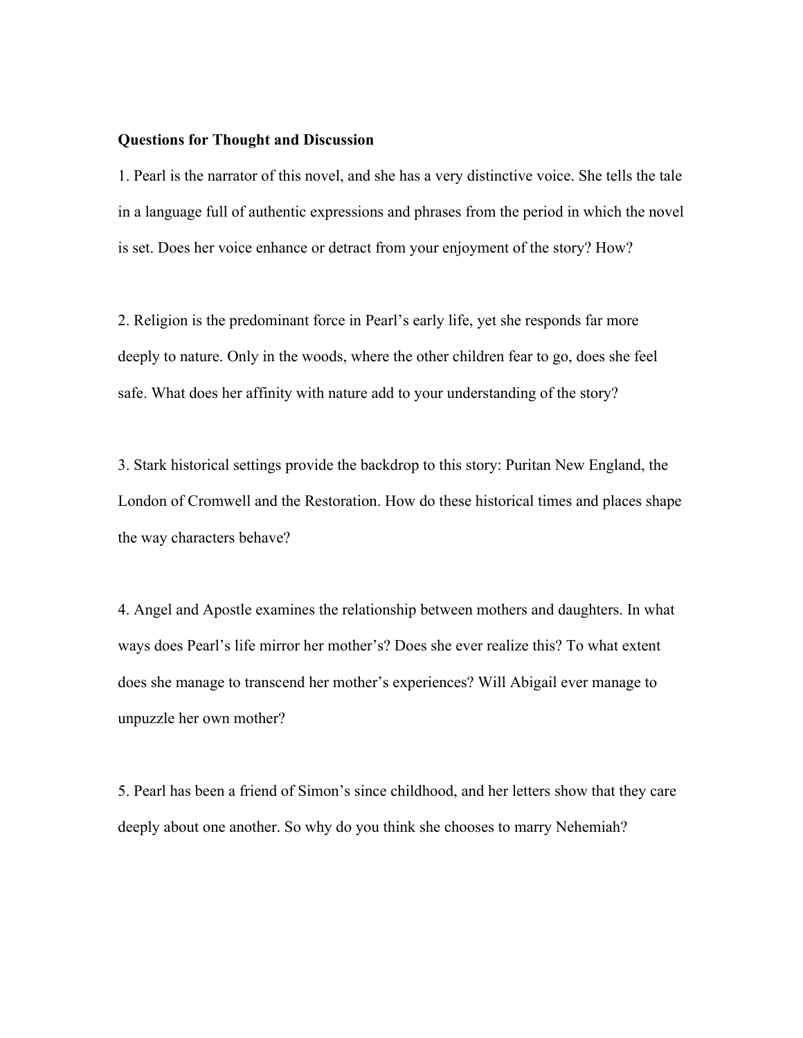**Questions for Thought and Discussion**

1. Pearl is the narrator of this novel, and she has a very distinctive voice. She tells the tale in a language full of authentic expressions and phrases from the period in which the novel is set. Does her voice enhance or detract from your enjoyment of the story? How?

2. Religion is the predominant force in Pearl's early life, yet she responds far more deeply to nature. Only in the woods, where the other children fear to go, does she feel safe. What does her affinity with nature add to your understanding of the story?

3. Stark historical settings provide the backdrop to this story: Puritan New England, the London of Cromwell and the Restoration. How do these historical times and places shape the way characters behave?

4. Angel and Apostle examines the relationship between mothers and daughters. In what ways does Pearl's life mirror her mother's? Does she ever realize this? To what extent does she manage to transcend her mother's experiences? Will Abigail ever manage to unpuzzle her own mother?

5. Pearl has been a friend of Simon's since childhood, and her letters show that they care deeply about one another. So why do you think she chooses to marry Nehemiah?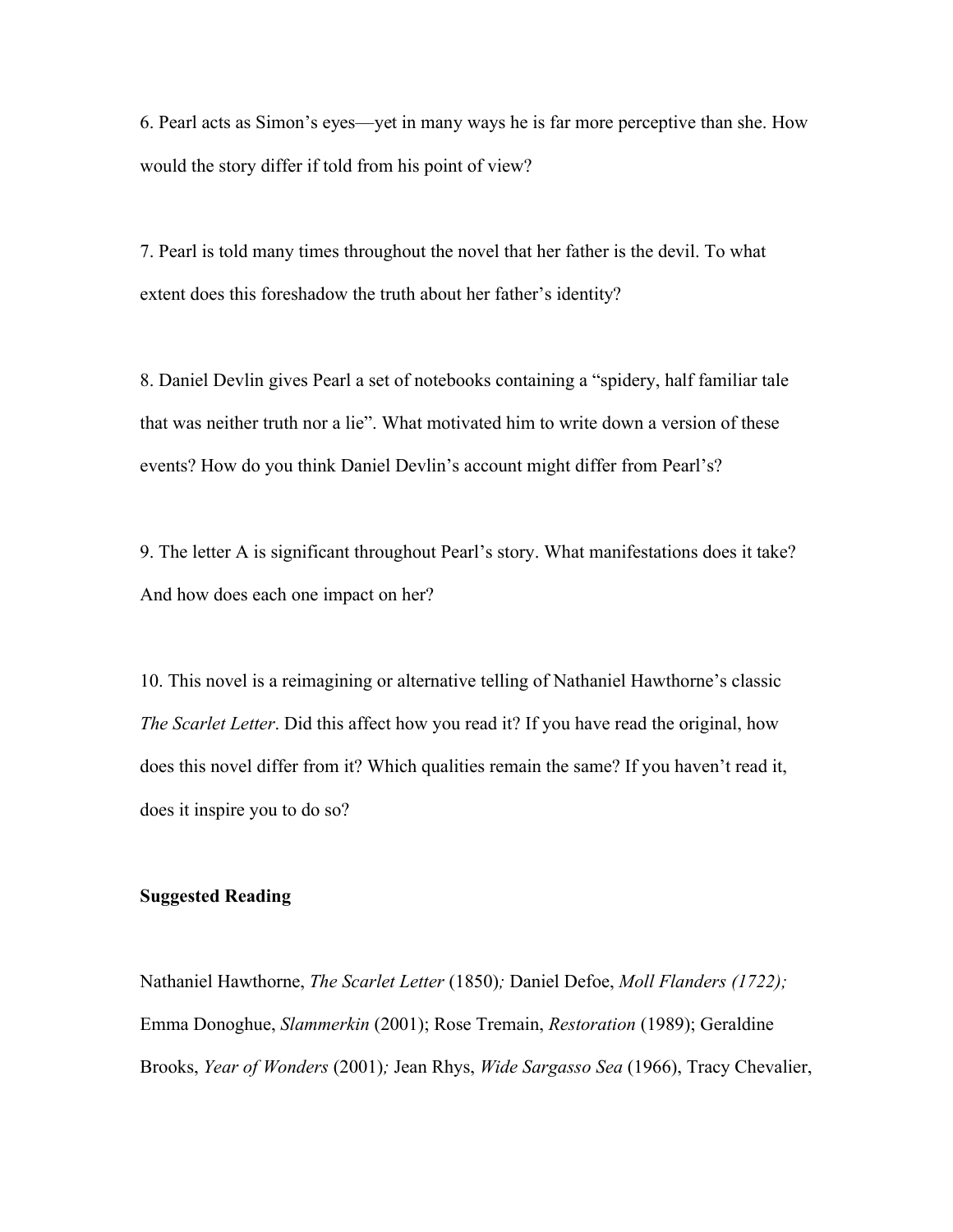6. Pearl acts as Simon's eyes—yet in many ways he is far more perceptive than she. How would the story differ if told from his point of view?

7. Pearl is told many times throughout the novel that her father is the devil. To what extent does this foreshadow the truth about her father's identity?

8. Daniel Devlin gives Pearl a set of notebooks containing a "spidery, half familiar tale that was neither truth nor a lie". What motivated him to write down a version of these events? How do you think Daniel Devlin's account might differ from Pearl's?

9. The letter A is significant throughout Pearl's story. What manifestations does it take? And how does each one impact on her?

10. This novel is a reimagining or alternative telling of Nathaniel Hawthorne's classic *The Scarlet Letter*. Did this affect how you read it? If you have read the original, how does this novel differ from it? Which qualities remain the same? If you haven't read it, does it inspire you to do so?

**Suggested Reading**

Nathaniel Hawthorne, *The Scarlet Letter* (1850)*;* Daniel Defoe, *Moll Flanders (1722);* Emma Donoghue, *Slammerkin* (2001); Rose Tremain, *Restoration* (1989); Geraldine Brooks, *Year of Wonders* (2001)*;* Jean Rhys, *Wide Sargasso Sea* (1966), Tracy Chevalier,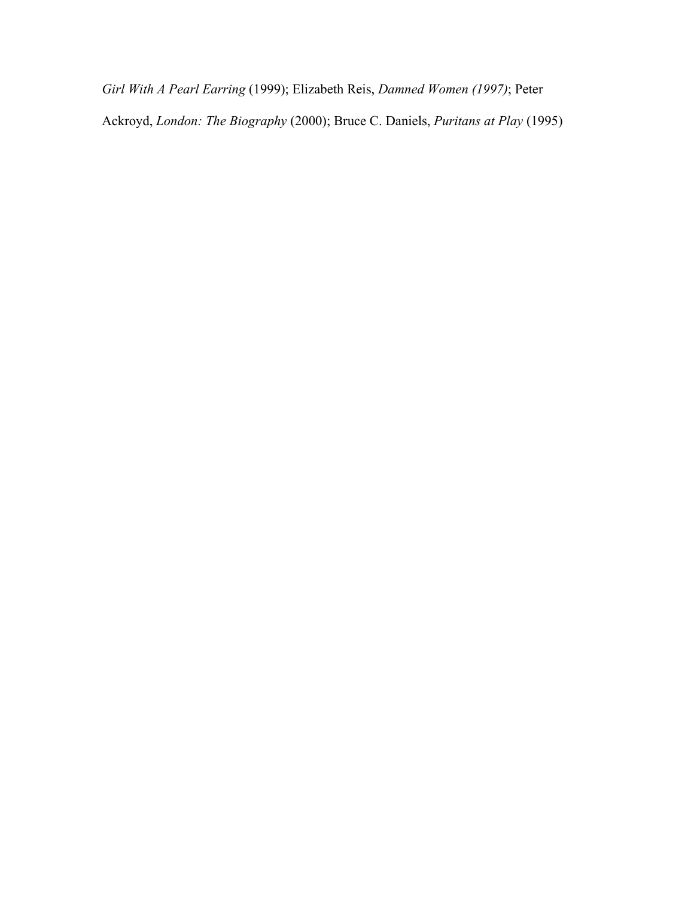*Girl With A Pearl Earring* (1999); Elizabeth Reis, *Damned Women (1997)*; Peter Ackroyd, *London: The Biography* (2000); Bruce C. Daniels, *Puritans at Play* (1995)